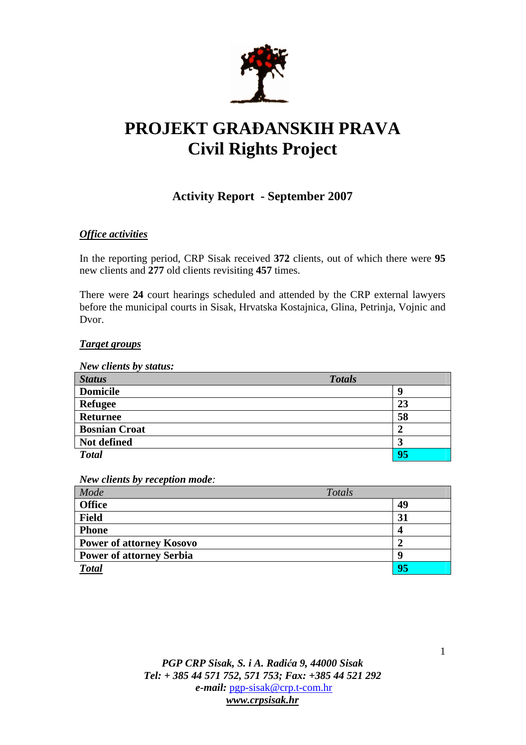# PROJEKT GRAĐANSKIH PRAVA
# Civil Rights Project

## Activity Report - September 2007

### ***Office activities***

In the reporting period, CRP Sisak received **372** clients, out of which there were **95** new clients and **277** old clients revisiting **457** times.

There were **24** court hearings scheduled and attended by the CRP external lawyers before the municipal courts in Sisak, Hrvatska Kostajnica, Glina, Petrinja, Vojnic and Dvor.

### ***Target groups***

***New clients by status:***

| ***Status*** | ***Totals*** |
|---|---|
| **Domicile** | **9** |
| **Refugee** | **23** |
| **Returnee** | **58** |
| **Bosnian Croat** | **2** |
| **Not defined** | **3** |
| ***Total*** | **95** |

***New clients by reception mode****:*

| *Mode* | *Totals* |
|---|---|
| **Office** | **49** |
| **Field** | **31** |
| **Phone** | **4** |
| **Power of attorney Kosovo** | **2** |
| **Power of attorney Serbia** | **9** |
| ***Total*** | **95** |

***PGP CRP Sisak, S. i A. Radića 9, 44000 Sisak***
***Tel: + 385 44 571 752, 571 753; Fax: +385 44 521 292***
***e-mail:*** pgp-sisak@crp.t-com.hr
***www.crpsisak.hr***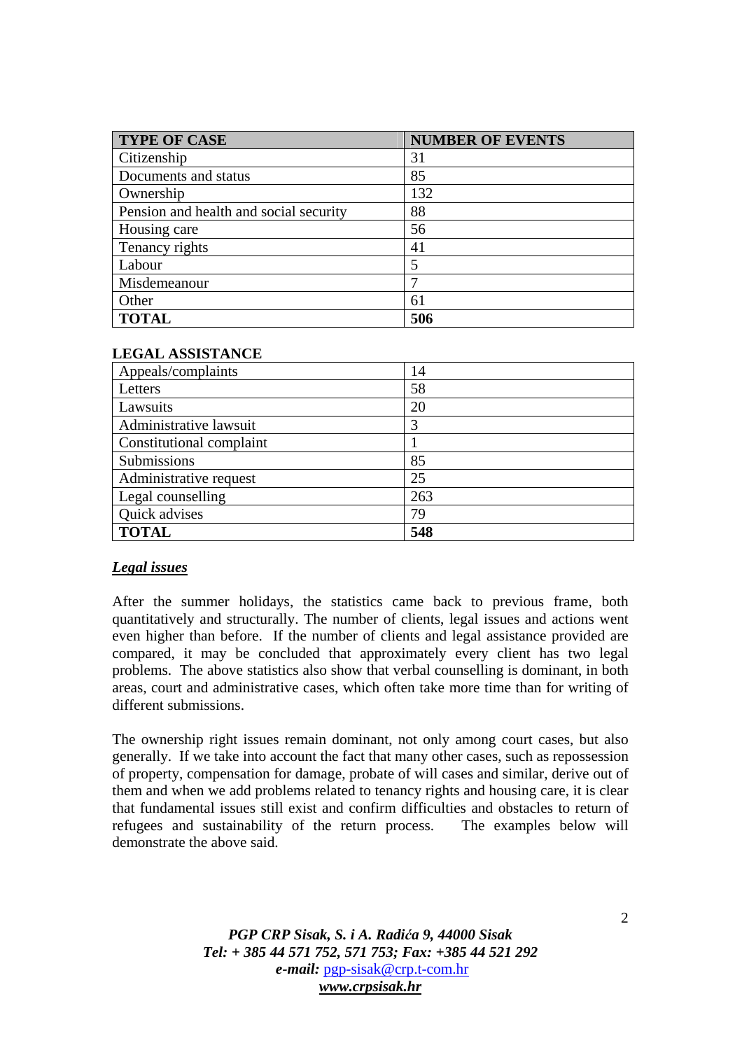| TYPE OF CASE | NUMBER OF EVENTS |
|---|---|
| Citizenship | 31 |
| Documents and status | 85 |
| Ownership | 132 |
| Pension and health and social security | 88 |
| Housing care | 56 |
| Tenancy rights | 41 |
| Labour | 5 |
| Misdemeanour | 7 |
| Other | 61 |
| **TOTAL** | **506** |

**LEGAL ASSISTANCE**

| | |
|---|---|
| Appeals/complaints | 14 |
| Letters | 58 |
| Lawsuits | 20 |
| Administrative lawsuit | 3 |
| Constitutional complaint | 1 |
| Submissions | 85 |
| Administrative request | 25 |
| Legal counselling | 263 |
| Quick advises | 79 |
| **TOTAL** | **548** |

***Legal issues***

After the summer holidays, the statistics came back to previous frame, both quantitatively and structurally. The number of clients, legal issues and actions went even higher than before. If the number of clients and legal assistance provided are compared, it may be concluded that approximately every client has two legal problems. The above statistics also show that verbal counselling is dominant, in both areas, court and administrative cases, which often take more time than for writing of different submissions.

The ownership right issues remain dominant, not only among court cases, but also generally. If we take into account the fact that many other cases, such as repossession of property, compensation for damage, probate of will cases and similar, derive out of them and when we add problems related to tenancy rights and housing care, it is clear that fundamental issues still exist and confirm difficulties and obstacles to return of refugees and sustainability of the return process. The examples below will demonstrate the above said.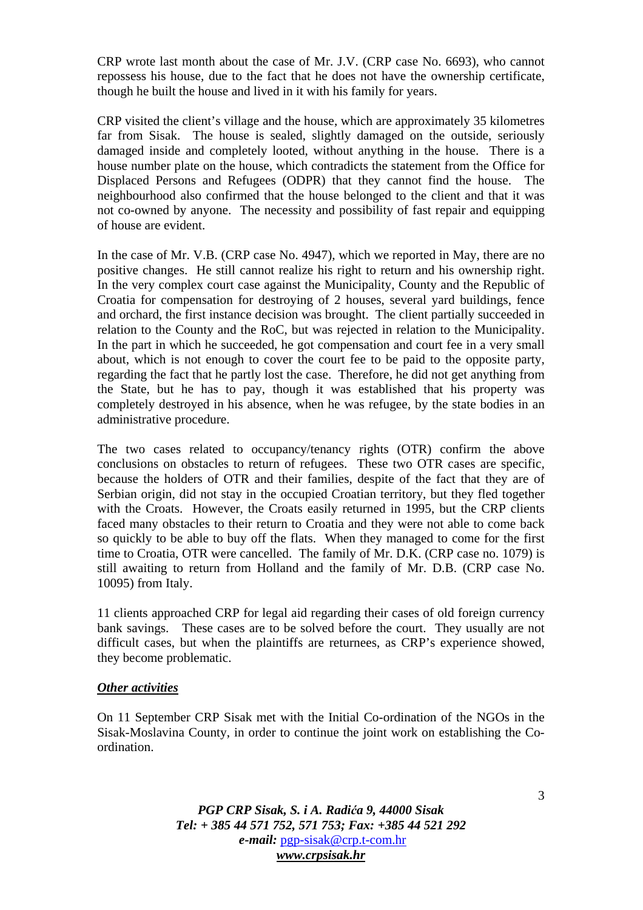CRP wrote last month about the case of Mr. J.V. (CRP case No. 6693), who cannot repossess his house, due to the fact that he does not have the ownership certificate, though he built the house and lived in it with his family for years.

CRP visited the client's village and the house, which are approximately 35 kilometres far from Sisak. The house is sealed, slightly damaged on the outside, seriously damaged inside and completely looted, without anything in the house. There is a house number plate on the house, which contradicts the statement from the Office for Displaced Persons and Refugees (ODPR) that they cannot find the house. The neighbourhood also confirmed that the house belonged to the client and that it was not co-owned by anyone. The necessity and possibility of fast repair and equipping of house are evident.

In the case of Mr. V.B. (CRP case No. 4947), which we reported in May, there are no positive changes. He still cannot realize his right to return and his ownership right. In the very complex court case against the Municipality, County and the Republic of Croatia for compensation for destroying of 2 houses, several yard buildings, fence and orchard, the first instance decision was brought. The client partially succeeded in relation to the County and the RoC, but was rejected in relation to the Municipality. In the part in which he succeeded, he got compensation and court fee in a very small about, which is not enough to cover the court fee to be paid to the opposite party, regarding the fact that he partly lost the case. Therefore, he did not get anything from the State, but he has to pay, though it was established that his property was completely destroyed in his absence, when he was refugee, by the state bodies in an administrative procedure.

The two cases related to occupancy/tenancy rights (OTR) confirm the above conclusions on obstacles to return of refugees. These two OTR cases are specific, because the holders of OTR and their families, despite of the fact that they are of Serbian origin, did not stay in the occupied Croatian territory, but they fled together with the Croats. However, the Croats easily returned in 1995, but the CRP clients faced many obstacles to their return to Croatia and they were not able to come back so quickly to be able to buy off the flats. When they managed to come for the first time to Croatia, OTR were cancelled. The family of Mr. D.K. (CRP case no. 1079) is still awaiting to return from Holland and the family of Mr. D.B. (CRP case No. 10095) from Italy.

11 clients approached CRP for legal aid regarding their cases of old foreign currency bank savings. These cases are to be solved before the court. They usually are not difficult cases, but when the plaintiffs are returnees, as CRP's experience showed, they become problematic.

***Other activities***

On 11 September CRP Sisak met with the Initial Co-ordination of the NGOs in the Sisak-Moslavina County, in order to continue the joint work on establishing the Co-ordination.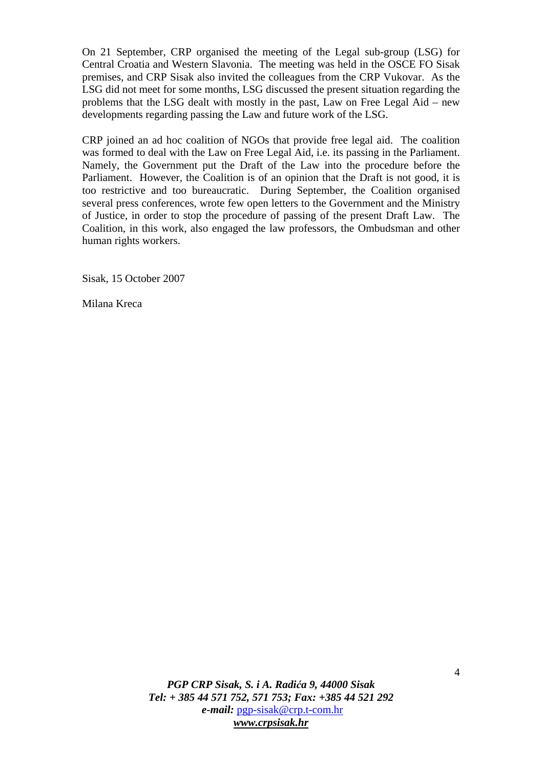On 21 September, CRP organised the meeting of the Legal sub-group (LSG) for Central Croatia and Western Slavonia. The meeting was held in the OSCE FO Sisak premises, and CRP Sisak also invited the colleagues from the CRP Vukovar. As the LSG did not meet for some months, LSG discussed the present situation regarding the problems that the LSG dealt with mostly in the past, Law on Free Legal Aid – new developments regarding passing the Law and future work of the LSG.

CRP joined an ad hoc coalition of NGOs that provide free legal aid. The coalition was formed to deal with the Law on Free Legal Aid, i.e. its passing in the Parliament. Namely, the Government put the Draft of the Law into the procedure before the Parliament. However, the Coalition is of an opinion that the Draft is not good, it is too restrictive and too bureaucratic. During September, the Coalition organised several press conferences, wrote few open letters to the Government and the Ministry of Justice, in order to stop the procedure of passing of the present Draft Law. The Coalition, in this work, also engaged the law professors, the Ombudsman and other human rights workers.

Sisak, 15 October 2007

Milana Kreca